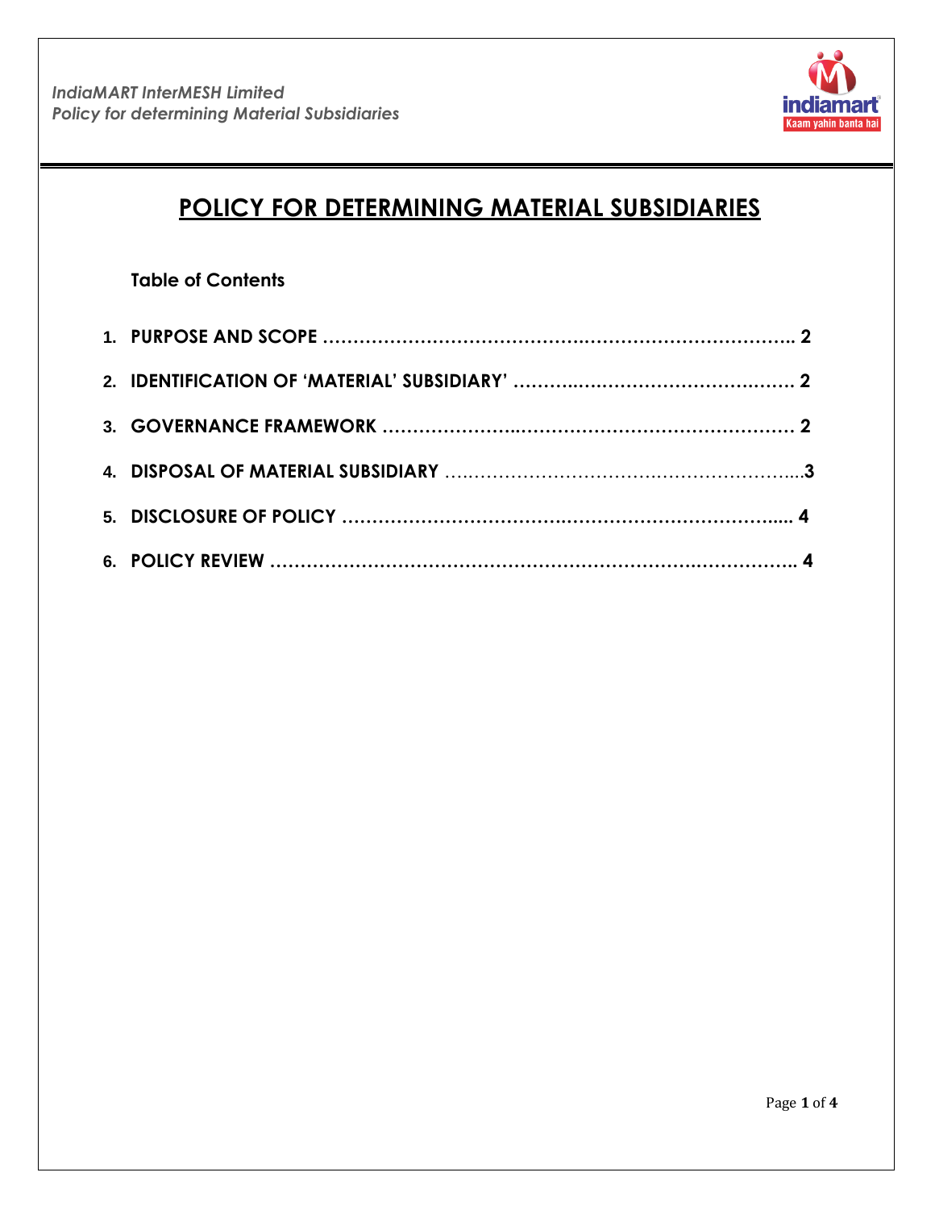# POLICY FOR DETERMINING MATERIAL SUBSIDIARIES

**Table of Contents**

1. **PURPOSE AND SCOPE ………………………………….…………………………….. 2**
2. **IDENTIFICATION OF 'MATERIAL' SUBSIDIARY' ………..….……………………….…… 2**
3. **GOVERNANCE FRAMEWORK ………………..……………………………………… 2**
4. **DISPOSAL OF MATERIAL SUBSIDIARY …………………………….…………………...3**
5. **DISCLOSURE OF POLICY ……………………………..……………………………..... 4**
6. **POLICY REVIEW ……………………………………………………….…………….. 4**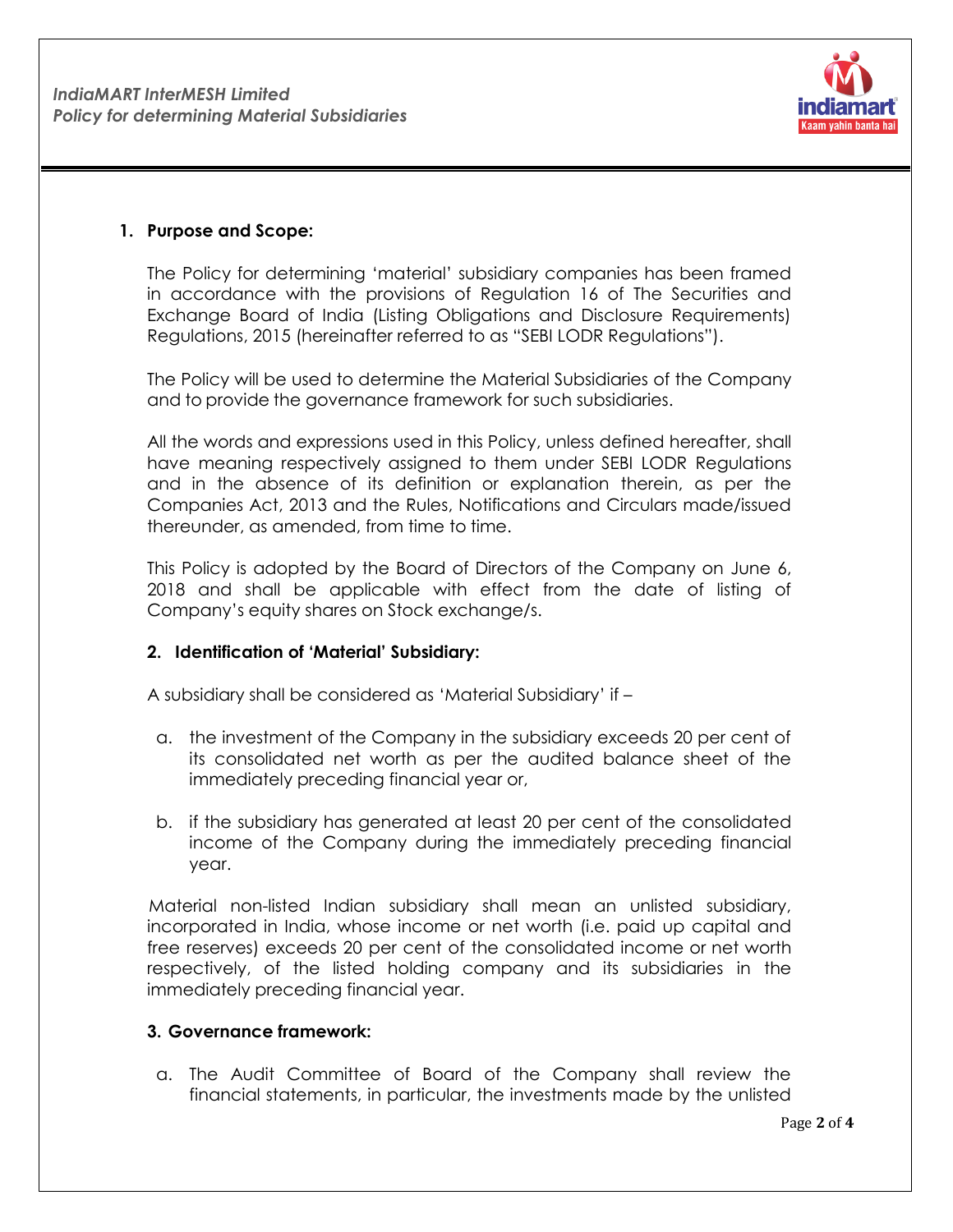## 1. Purpose and Scope:

The Policy for determining 'material' subsidiary companies has been framed in accordance with the provisions of Regulation 16 of The Securities and Exchange Board of India (Listing Obligations and Disclosure Requirements) Regulations, 2015 (hereinafter referred to as "SEBI LODR Regulations").

The Policy will be used to determine the Material Subsidiaries of the Company and to provide the governance framework for such subsidiaries.

All the words and expressions used in this Policy, unless defined hereafter, shall have meaning respectively assigned to them under SEBI LODR Regulations and in the absence of its definition or explanation therein, as per the Companies Act, 2013 and the Rules, Notifications and Circulars made/issued thereunder, as amended, from time to time.

This Policy is adopted by the Board of Directors of the Company on June 6, 2018 and shall be applicable with effect from the date of listing of Company's equity shares on Stock exchange/s.

## 2. Identification of 'Material' Subsidiary:

A subsidiary shall be considered as 'Material Subsidiary' if –

a. the investment of the Company in the subsidiary exceeds 20 per cent of its consolidated net worth as per the audited balance sheet of the immediately preceding financial year or,

b. if the subsidiary has generated at least 20 per cent of the consolidated income of the Company during the immediately preceding financial year.

Material non-listed Indian subsidiary shall mean an unlisted subsidiary, incorporated in India, whose income or net worth (i.e. paid up capital and free reserves) exceeds 20 per cent of the consolidated income or net worth respectively, of the listed holding company and its subsidiaries in the immediately preceding financial year.

## 3. Governance framework:

a. The Audit Committee of Board of the Company shall review the financial statements, in particular, the investments made by the unlisted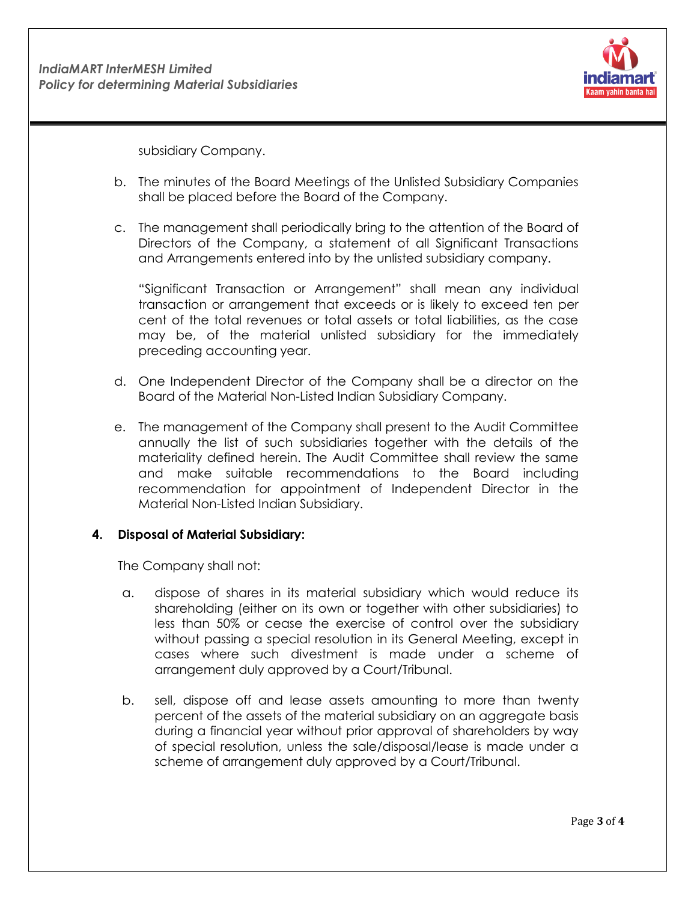subsidiary Company.

b. The minutes of the Board Meetings of the Unlisted Subsidiary Companies shall be placed before the Board of the Company.

c. The management shall periodically bring to the attention of the Board of Directors of the Company, a statement of all Significant Transactions and Arrangements entered into by the unlisted subsidiary company.

   "Significant Transaction or Arrangement" shall mean any individual transaction or arrangement that exceeds or is likely to exceed ten per cent of the total revenues or total assets or total liabilities, as the case may be, of the material unlisted subsidiary for the immediately preceding accounting year.

d. One Independent Director of the Company shall be a director on the Board of the Material Non-Listed Indian Subsidiary Company.

e. The management of the Company shall present to the Audit Committee annually the list of such subsidiaries together with the details of the materiality defined herein. The Audit Committee shall review the same and make suitable recommendations to the Board including recommendation for appointment of Independent Director in the Material Non-Listed Indian Subsidiary.

## 4. Disposal of Material Subsidiary:

The Company shall not:

a. dispose of shares in its material subsidiary which would reduce its shareholding (either on its own or together with other subsidiaries) to less than 50% or cease the exercise of control over the subsidiary without passing a special resolution in its General Meeting, except in cases where such divestment is made under a scheme of arrangement duly approved by a Court/Tribunal.

b. sell, dispose off and lease assets amounting to more than twenty percent of the assets of the material subsidiary on an aggregate basis during a financial year without prior approval of shareholders by way of special resolution, unless the sale/disposal/lease is made under a scheme of arrangement duly approved by a Court/Tribunal.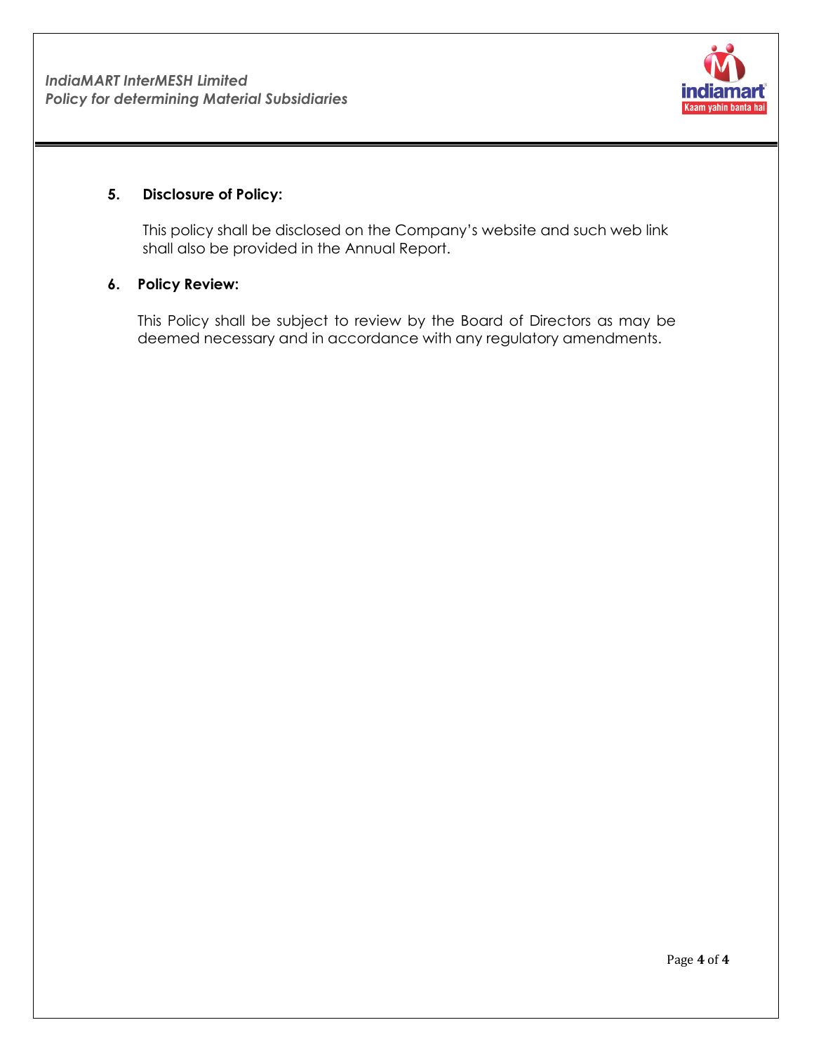## 5. Disclosure of Policy:

This policy shall be disclosed on the Company's website and such web link shall also be provided in the Annual Report.

## 6. Policy Review:

This Policy shall be subject to review by the Board of Directors as may be deemed necessary and in accordance with any regulatory amendments.